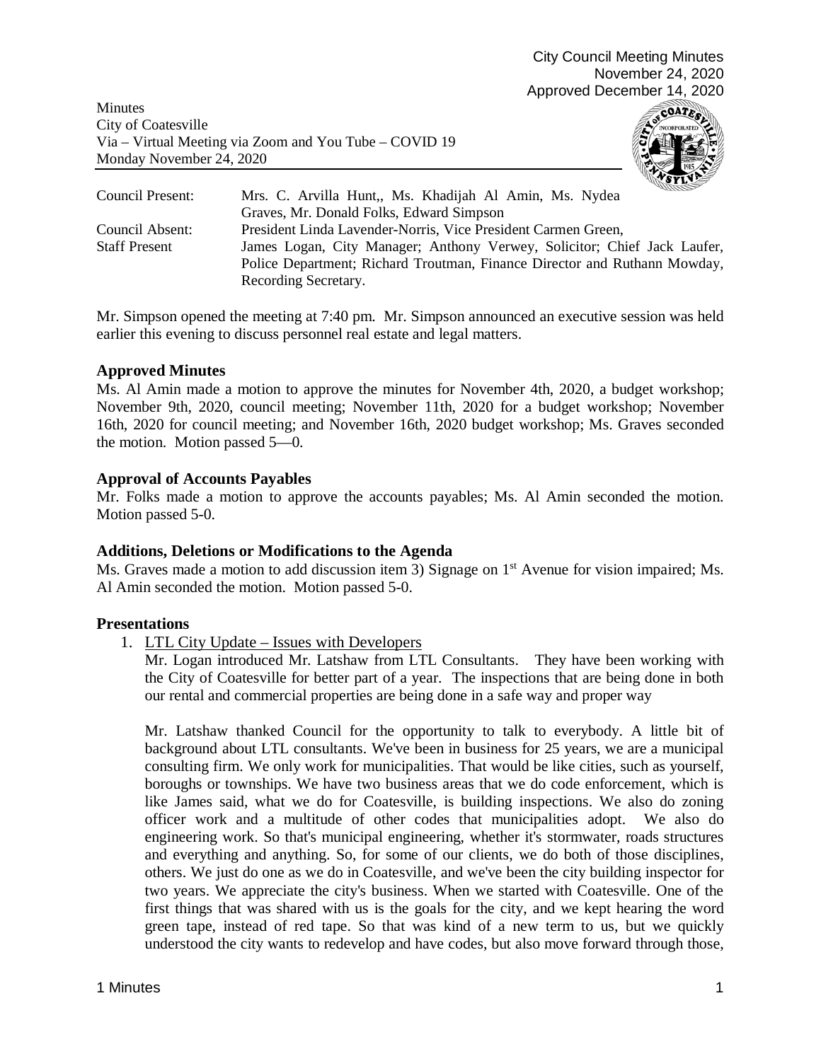City Council Meeting Minutes
November 24, 2020
Approved December 14, 2020

Minutes
City of Coatesville
Via – Virtual Meeting via Zoom and You Tube – COVID 19
Monday November 24, 2020

| | |
|---|---|
| Council Present: | Mrs. C. Arvilla Hunt,, Ms. Khadijah Al Amin, Ms. Nydea Graves, Mr. Donald Folks, Edward Simpson |
| Council Absent: | President Linda Lavender-Norris, Vice President Carmen Green, |
| Staff Present | James Logan, City Manager; Anthony Verwey, Solicitor; Chief Jack Laufer, Police Department; Richard Troutman, Finance Director and Ruthann Mowday, Recording Secretary. |

Mr. Simpson opened the meeting at 7:40 pm. Mr. Simpson announced an executive session was held earlier this evening to discuss personnel real estate and legal matters.

## Approved Minutes

Ms. Al Amin made a motion to approve the minutes for November 4th, 2020, a budget workshop; November 9th, 2020, council meeting; November 11th, 2020 for a budget workshop; November 16th, 2020 for council meeting; and November 16th, 2020 budget workshop; Ms. Graves seconded the motion. Motion passed 5—0.

## Approval of Accounts Payables

Mr. Folks made a motion to approve the accounts payables; Ms. Al Amin seconded the motion. Motion passed 5-0.

## Additions, Deletions or Modifications to the Agenda

Ms. Graves made a motion to add discussion item 3) Signage on 1st Avenue for vision impaired; Ms. Al Amin seconded the motion. Motion passed 5-0.

## Presentations

1. LTL City Update – Issues with Developers

   Mr. Logan introduced Mr. Latshaw from LTL Consultants. They have been working with the City of Coatesville for better part of a year. The inspections that are being done in both our rental and commercial properties are being done in a safe way and proper way

   Mr. Latshaw thanked Council for the opportunity to talk to everybody. A little bit of background about LTL consultants. We've been in business for 25 years, we are a municipal consulting firm. We only work for municipalities. That would be like cities, such as yourself, boroughs or townships. We have two business areas that we do code enforcement, which is like James said, what we do for Coatesville, is building inspections. We also do zoning officer work and a multitude of other codes that municipalities adopt. We also do engineering work. So that's municipal engineering, whether it's stormwater, roads structures and everything and anything. So, for some of our clients, we do both of those disciplines, others. We just do one as we do in Coatesville, and we've been the city building inspector for two years. We appreciate the city's business. When we started with Coatesville. One of the first things that was shared with us is the goals for the city, and we kept hearing the word green tape, instead of red tape. So that was kind of a new term to us, but we quickly understood the city wants to redevelop and have codes, but also move forward through those,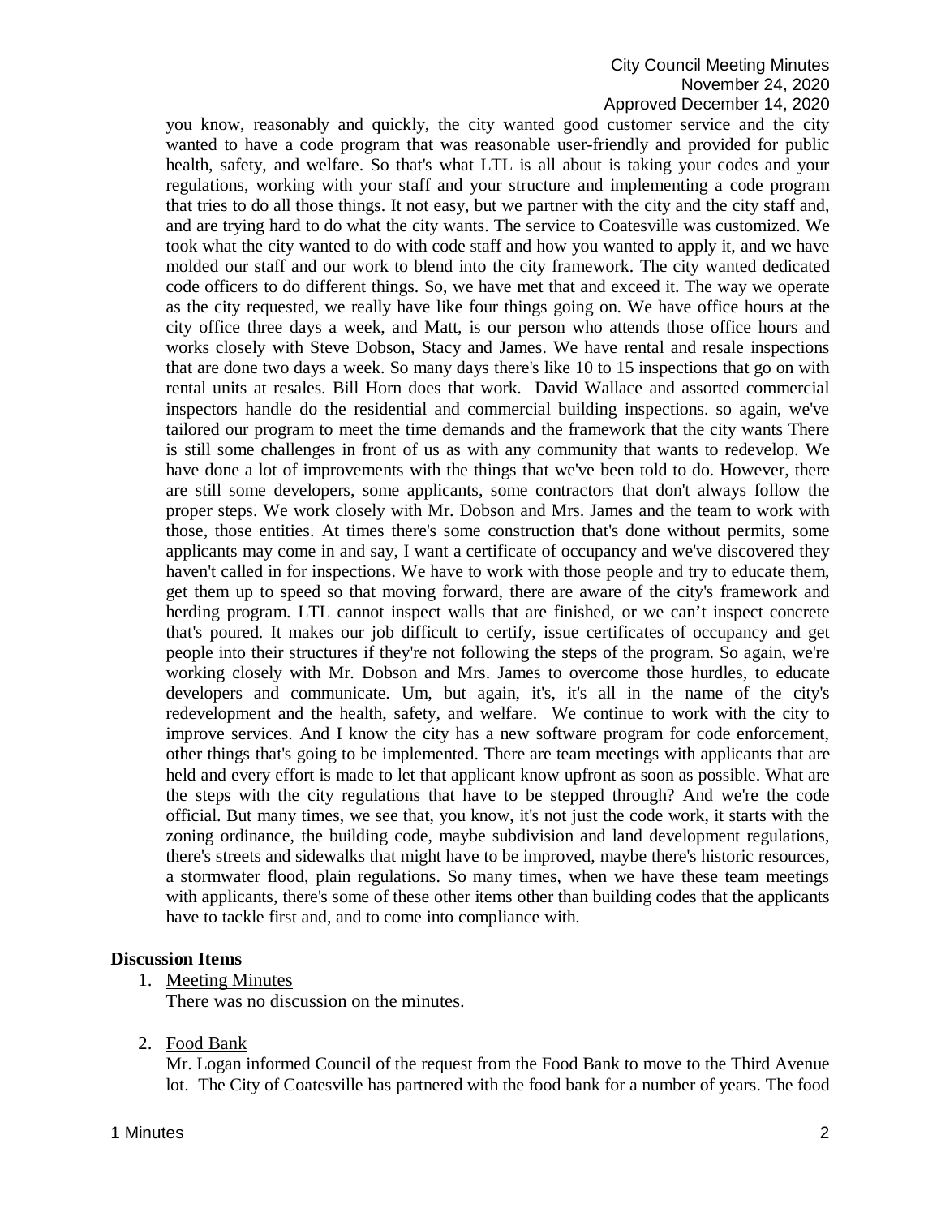you know, reasonably and quickly, the city wanted good customer service and the city wanted to have a code program that was reasonable user-friendly and provided for public health, safety, and welfare. So that's what LTL is all about is taking your codes and your regulations, working with your staff and your structure and implementing a code program that tries to do all those things. It not easy, but we partner with the city and the city staff and, and are trying hard to do what the city wants. The service to Coatesville was customized. We took what the city wanted to do with code staff and how you wanted to apply it, and we have molded our staff and our work to blend into the city framework. The city wanted dedicated code officers to do different things. So, we have met that and exceed it. The way we operate as the city requested, we really have like four things going on. We have office hours at the city office three days a week, and Matt, is our person who attends those office hours and works closely with Steve Dobson, Stacy and James. We have rental and resale inspections that are done two days a week. So many days there's like 10 to 15 inspections that go on with rental units at resales. Bill Horn does that work. David Wallace and assorted commercial inspectors handle do the residential and commercial building inspections. so again, we've tailored our program to meet the time demands and the framework that the city wants There is still some challenges in front of us as with any community that wants to redevelop. We have done a lot of improvements with the things that we've been told to do. However, there are still some developers, some applicants, some contractors that don't always follow the proper steps. We work closely with Mr. Dobson and Mrs. James and the team to work with those, those entities. At times there's some construction that's done without permits, some applicants may come in and say, I want a certificate of occupancy and we've discovered they haven't called in for inspections. We have to work with those people and try to educate them, get them up to speed so that moving forward, there are aware of the city's framework and herding program. LTL cannot inspect walls that are finished, or we can't inspect concrete that's poured. It makes our job difficult to certify, issue certificates of occupancy and get people into their structures if they're not following the steps of the program. So again, we're working closely with Mr. Dobson and Mrs. James to overcome those hurdles, to educate developers and communicate. Um, but again, it's, it's all in the name of the city's redevelopment and the health, safety, and welfare. We continue to work with the city to improve services. And I know the city has a new software program for code enforcement, other things that's going to be implemented. There are team meetings with applicants that are held and every effort is made to let that applicant know upfront as soon as possible. What are the steps with the city regulations that have to be stepped through? And we're the code official. But many times, we see that, you know, it's not just the code work, it starts with the zoning ordinance, the building code, maybe subdivision and land development regulations, there's streets and sidewalks that might have to be improved, maybe there's historic resources, a stormwater flood, plain regulations. So many times, when we have these team meetings with applicants, there's some of these other items other than building codes that the applicants have to tackle first and, and to come into compliance with.

## Discussion Items

1. Meeting Minutes
   There was no discussion on the minutes.

2. Food Bank
   Mr. Logan informed Council of the request from the Food Bank to move to the Third Avenue lot. The City of Coatesville has partnered with the food bank for a number of years. The food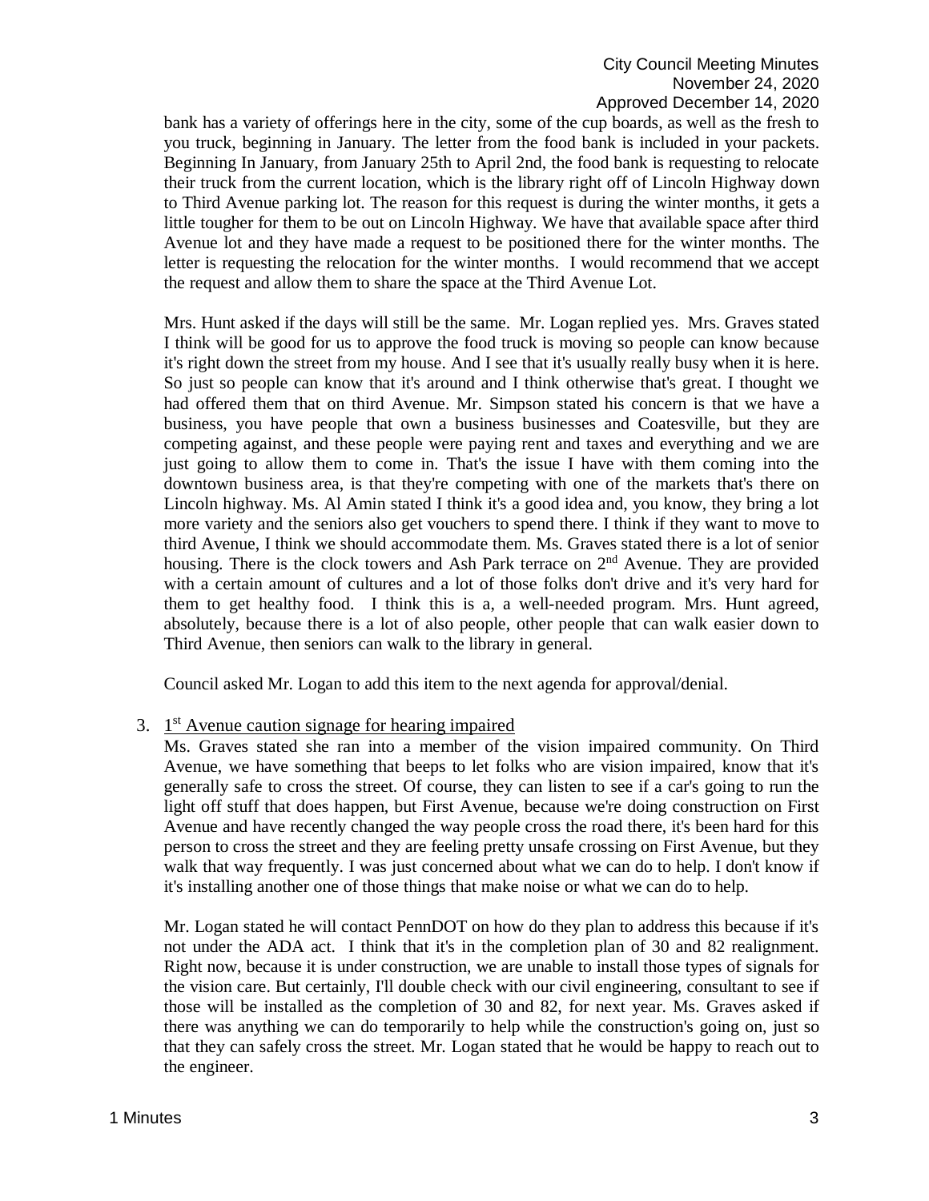bank has a variety of offerings here in the city, some of the cup boards, as well as the fresh to you truck, beginning in January. The letter from the food bank is included in your packets. Beginning In January, from January 25th to April 2nd, the food bank is requesting to relocate their truck from the current location, which is the library right off of Lincoln Highway down to Third Avenue parking lot. The reason for this request is during the winter months, it gets a little tougher for them to be out on Lincoln Highway. We have that available space after third Avenue lot and they have made a request to be positioned there for the winter months. The letter is requesting the relocation for the winter months. I would recommend that we accept the request and allow them to share the space at the Third Avenue Lot.

Mrs. Hunt asked if the days will still be the same. Mr. Logan replied yes. Mrs. Graves stated I think will be good for us to approve the food truck is moving so people can know because it's right down the street from my house. And I see that it's usually really busy when it is here. So just so people can know that it's around and I think otherwise that's great. I thought we had offered them that on third Avenue. Mr. Simpson stated his concern is that we have a business, you have people that own a business businesses and Coatesville, but they are competing against, and these people were paying rent and taxes and everything and we are just going to allow them to come in. That's the issue I have with them coming into the downtown business area, is that they're competing with one of the markets that's there on Lincoln highway. Ms. Al Amin stated I think it's a good idea and, you know, they bring a lot more variety and the seniors also get vouchers to spend there. I think if they want to move to third Avenue, I think we should accommodate them. Ms. Graves stated there is a lot of senior housing. There is the clock towers and Ash Park terrace on 2nd Avenue. They are provided with a certain amount of cultures and a lot of those folks don't drive and it's very hard for them to get healthy food. I think this is a, a well-needed program. Mrs. Hunt agreed, absolutely, because there is a lot of also people, other people that can walk easier down to Third Avenue, then seniors can walk to the library in general.

Council asked Mr. Logan to add this item to the next agenda for approval/denial.

3. 1st Avenue caution signage for hearing impaired

Ms. Graves stated she ran into a member of the vision impaired community. On Third Avenue, we have something that beeps to let folks who are vision impaired, know that it's generally safe to cross the street. Of course, they can listen to see if a car's going to run the light off stuff that does happen, but First Avenue, because we're doing construction on First Avenue and have recently changed the way people cross the road there, it's been hard for this person to cross the street and they are feeling pretty unsafe crossing on First Avenue, but they walk that way frequently. I was just concerned about what we can do to help. I don't know if it's installing another one of those things that make noise or what we can do to help.

Mr. Logan stated he will contact PennDOT on how do they plan to address this because if it's not under the ADA act. I think that it's in the completion plan of 30 and 82 realignment. Right now, because it is under construction, we are unable to install those types of signals for the vision care. But certainly, I'll double check with our civil engineering, consultant to see if those will be installed as the completion of 30 and 82, for next year. Ms. Graves asked if there was anything we can do temporarily to help while the construction's going on, just so that they can safely cross the street. Mr. Logan stated that he would be happy to reach out to the engineer.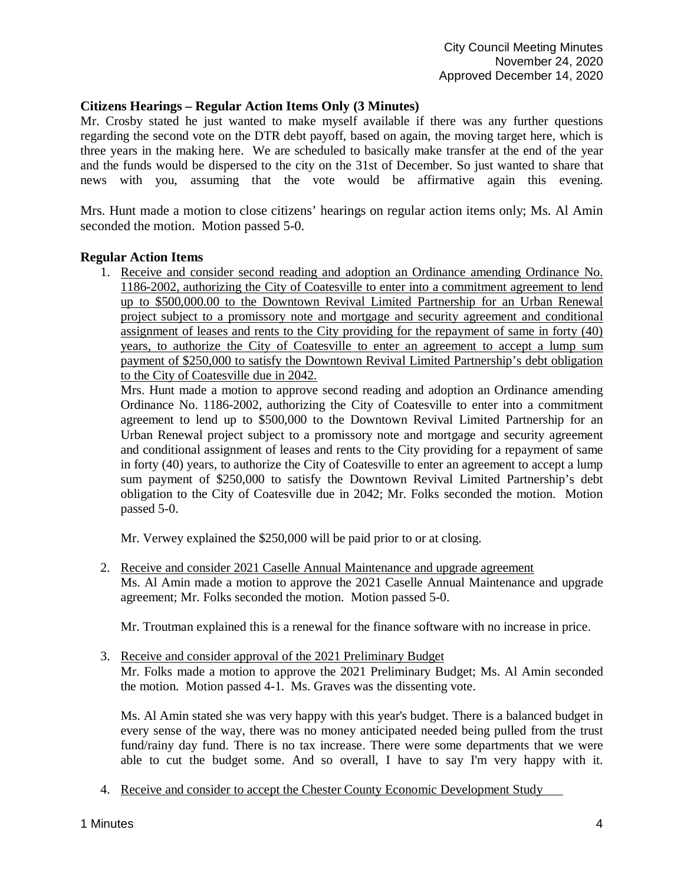## Citizens Hearings – Regular Action Items Only (3 Minutes)

Mr. Crosby stated he just wanted to make myself available if there was any further questions regarding the second vote on the DTR debt payoff, based on again, the moving target here, which is three years in the making here. We are scheduled to basically make transfer at the end of the year and the funds would be dispersed to the city on the 31st of December. So just wanted to share that news with you, assuming that the vote would be affirmative again this evening.

Mrs. Hunt made a motion to close citizens' hearings on regular action items only; Ms. Al Amin seconded the motion. Motion passed 5-0.

## Regular Action Items

1. <u>Receive and consider second reading and adoption an Ordinance amending Ordinance No. 1186-2002, authorizing the City of Coatesville to enter into a commitment agreement to lend up to $500,000.00 to the Downtown Revival Limited Partnership for an Urban Renewal project subject to a promissory note and mortgage and security agreement and conditional assignment of leases and rents to the City providing for the repayment of same in forty (40) years, to authorize the City of Coatesville to enter an agreement to accept a lump sum payment of $250,000 to satisfy the Downtown Revival Limited Partnership's debt obligation to the City of Coatesville due in 2042.</u>

   Mrs. Hunt made a motion to approve second reading and adoption an Ordinance amending Ordinance No. 1186-2002, authorizing the City of Coatesville to enter into a commitment agreement to lend up to $500,000 to the Downtown Revival Limited Partnership for an Urban Renewal project subject to a promissory note and mortgage and security agreement and conditional assignment of leases and rents to the City providing for a repayment of same in forty (40) years, to authorize the City of Coatesville to enter an agreement to accept a lump sum payment of $250,000 to satisfy the Downtown Revival Limited Partnership's debt obligation to the City of Coatesville due in 2042; Mr. Folks seconded the motion. Motion passed 5-0.

   Mr. Verwey explained the $250,000 will be paid prior to or at closing.

2. <u>Receive and consider 2021 Caselle Annual Maintenance and upgrade agreement</u>

   Ms. Al Amin made a motion to approve the 2021 Caselle Annual Maintenance and upgrade agreement; Mr. Folks seconded the motion. Motion passed 5-0.

   Mr. Troutman explained this is a renewal for the finance software with no increase in price.

3. <u>Receive and consider approval of the 2021 Preliminary Budget</u>

   Mr. Folks made a motion to approve the 2021 Preliminary Budget; Ms. Al Amin seconded the motion. Motion passed 4-1. Ms. Graves was the dissenting vote.

   Ms. Al Amin stated she was very happy with this year's budget. There is a balanced budget in every sense of the way, there was no money anticipated needed being pulled from the trust fund/rainy day fund. There is no tax increase. There were some departments that we were able to cut the budget some. And so overall, I have to say I'm very happy with it.

4. <u>Receive and consider to accept the Chester County Economic Development Study</u>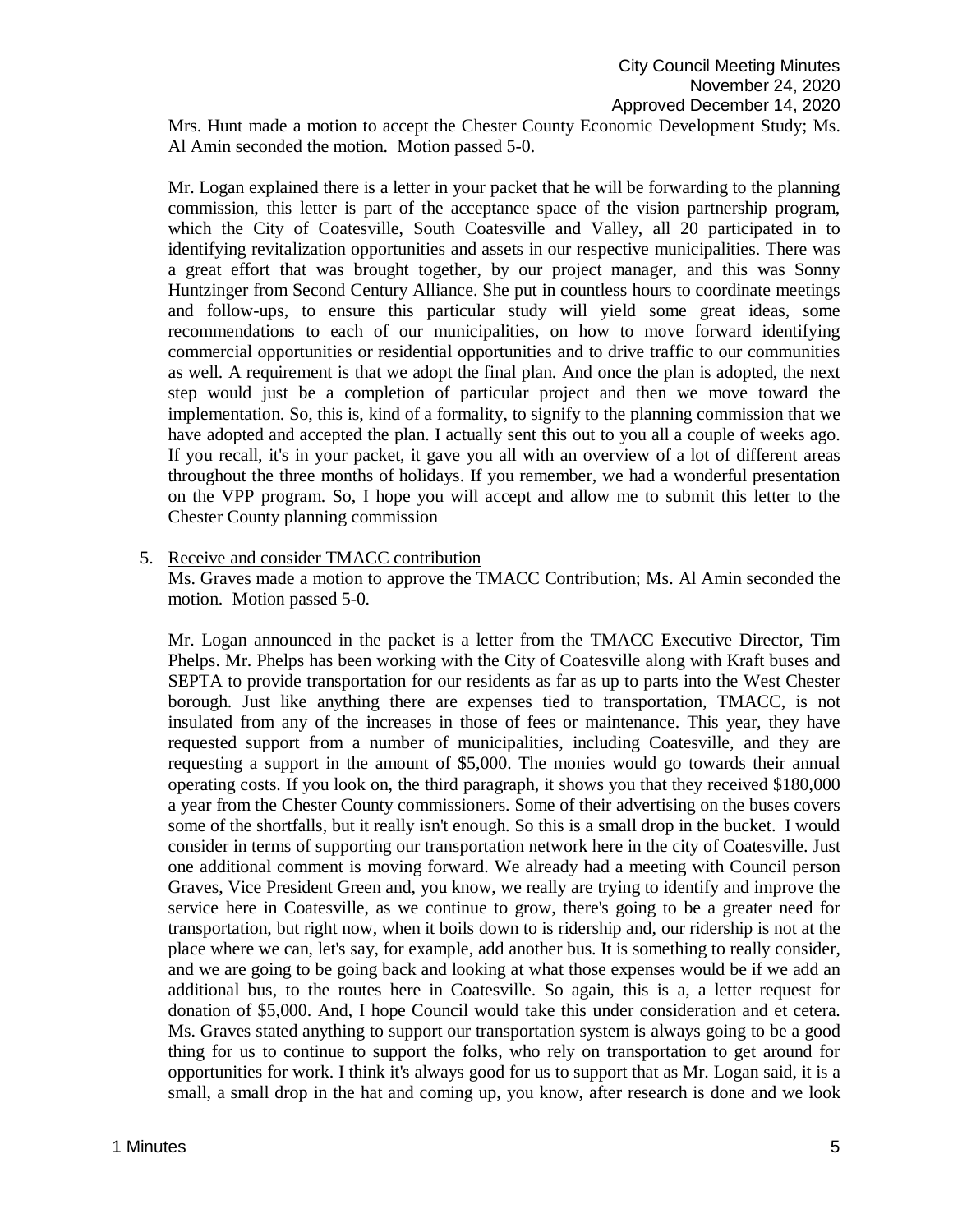Mrs. Hunt made a motion to accept the Chester County Economic Development Study; Ms. Al Amin seconded the motion. Motion passed 5-0.

Mr. Logan explained there is a letter in your packet that he will be forwarding to the planning commission, this letter is part of the acceptance space of the vision partnership program, which the City of Coatesville, South Coatesville and Valley, all 20 participated in to identifying revitalization opportunities and assets in our respective municipalities. There was a great effort that was brought together, by our project manager, and this was Sonny Huntzinger from Second Century Alliance. She put in countless hours to coordinate meetings and follow-ups, to ensure this particular study will yield some great ideas, some recommendations to each of our municipalities, on how to move forward identifying commercial opportunities or residential opportunities and to drive traffic to our communities as well. A requirement is that we adopt the final plan. And once the plan is adopted, the next step would just be a completion of particular project and then we move toward the implementation. So, this is, kind of a formality, to signify to the planning commission that we have adopted and accepted the plan. I actually sent this out to you all a couple of weeks ago. If you recall, it's in your packet, it gave you all with an overview of a lot of different areas throughout the three months of holidays. If you remember, we had a wonderful presentation on the VPP program. So, I hope you will accept and allow me to submit this letter to the Chester County planning commission

5. Receive and consider TMACC contribution

   Ms. Graves made a motion to approve the TMACC Contribution; Ms. Al Amin seconded the motion. Motion passed 5-0.

   Mr. Logan announced in the packet is a letter from the TMACC Executive Director, Tim Phelps. Mr. Phelps has been working with the City of Coatesville along with Kraft buses and SEPTA to provide transportation for our residents as far as up to parts into the West Chester borough. Just like anything there are expenses tied to transportation, TMACC, is not insulated from any of the increases in those of fees or maintenance. This year, they have requested support from a number of municipalities, including Coatesville, and they are requesting a support in the amount of $5,000. The monies would go towards their annual operating costs. If you look on, the third paragraph, it shows you that they received $180,000 a year from the Chester County commissioners. Some of their advertising on the buses covers some of the shortfalls, but it really isn't enough. So this is a small drop in the bucket. I would consider in terms of supporting our transportation network here in the city of Coatesville. Just one additional comment is moving forward. We already had a meeting with Council person Graves, Vice President Green and, you know, we really are trying to identify and improve the service here in Coatesville, as we continue to grow, there's going to be a greater need for transportation, but right now, when it boils down to is ridership and, our ridership is not at the place where we can, let's say, for example, add another bus. It is something to really consider, and we are going to be going back and looking at what those expenses would be if we add an additional bus, to the routes here in Coatesville. So again, this is a, a letter request for donation of $5,000. And, I hope Council would take this under consideration and et cetera. Ms. Graves stated anything to support our transportation system is always going to be a good thing for us to continue to support the folks, who rely on transportation to get around for opportunities for work. I think it's always good for us to support that as Mr. Logan said, it is a small, a small drop in the hat and coming up, you know, after research is done and we look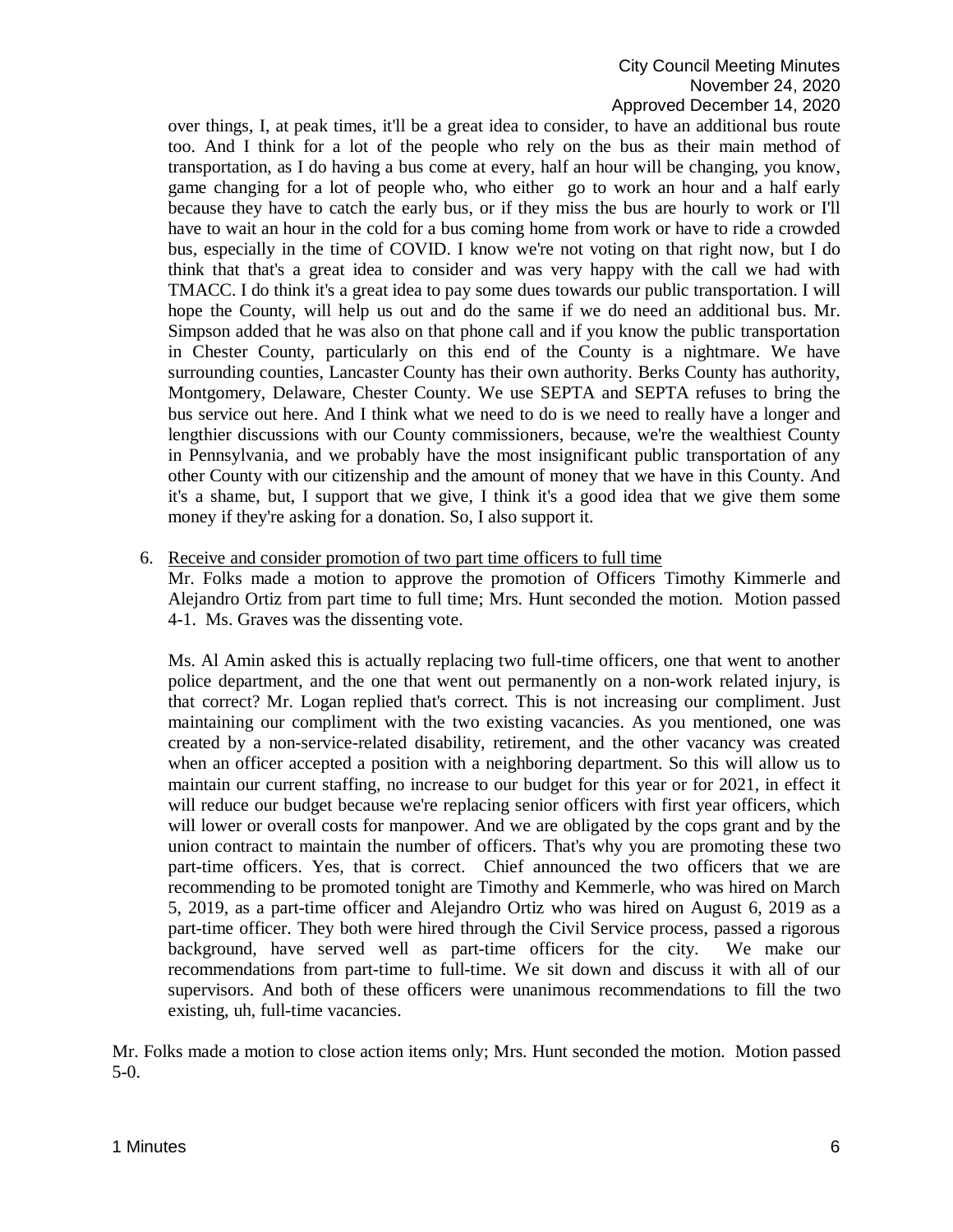over things, I, at peak times, it'll be a great idea to consider, to have an additional bus route too. And I think for a lot of the people who rely on the bus as their main method of transportation, as I do having a bus come at every, half an hour will be changing, you know, game changing for a lot of people who, who either go to work an hour and a half early because they have to catch the early bus, or if they miss the bus are hourly to work or I'll have to wait an hour in the cold for a bus coming home from work or have to ride a crowded bus, especially in the time of COVID. I know we're not voting on that right now, but I do think that that's a great idea to consider and was very happy with the call we had with TMACC. I do think it's a great idea to pay some dues towards our public transportation. I will hope the County, will help us out and do the same if we do need an additional bus. Mr. Simpson added that he was also on that phone call and if you know the public transportation in Chester County, particularly on this end of the County is a nightmare. We have surrounding counties, Lancaster County has their own authority. Berks County has authority, Montgomery, Delaware, Chester County. We use SEPTA and SEPTA refuses to bring the bus service out here. And I think what we need to do is we need to really have a longer and lengthier discussions with our County commissioners, because, we're the wealthiest County in Pennsylvania, and we probably have the most insignificant public transportation of any other County with our citizenship and the amount of money that we have in this County. And it's a shame, but, I support that we give, I think it's a good idea that we give them some money if they're asking for a donation. So, I also support it.

6. Receive and consider promotion of two part time officers to full time

   Mr. Folks made a motion to approve the promotion of Officers Timothy Kimmerle and Alejandro Ortiz from part time to full time; Mrs. Hunt seconded the motion. Motion passed 4-1. Ms. Graves was the dissenting vote.

   Ms. Al Amin asked this is actually replacing two full-time officers, one that went to another police department, and the one that went out permanently on a non-work related injury, is that correct? Mr. Logan replied that's correct. This is not increasing our compliment. Just maintaining our compliment with the two existing vacancies. As you mentioned, one was created by a non-service-related disability, retirement, and the other vacancy was created when an officer accepted a position with a neighboring department. So this will allow us to maintain our current staffing, no increase to our budget for this year or for 2021, in effect it will reduce our budget because we're replacing senior officers with first year officers, which will lower or overall costs for manpower. And we are obligated by the cops grant and by the union contract to maintain the number of officers. That's why you are promoting these two part-time officers. Yes, that is correct. Chief announced the two officers that we are recommending to be promoted tonight are Timothy and Kemmerle, who was hired on March 5, 2019, as a part-time officer and Alejandro Ortiz who was hired on August 6, 2019 as a part-time officer. They both were hired through the Civil Service process, passed a rigorous background, have served well as part-time officers for the city. We make our recommendations from part-time to full-time. We sit down and discuss it with all of our supervisors. And both of these officers were unanimous recommendations to fill the two existing, uh, full-time vacancies.

Mr. Folks made a motion to close action items only; Mrs. Hunt seconded the motion. Motion passed 5-0.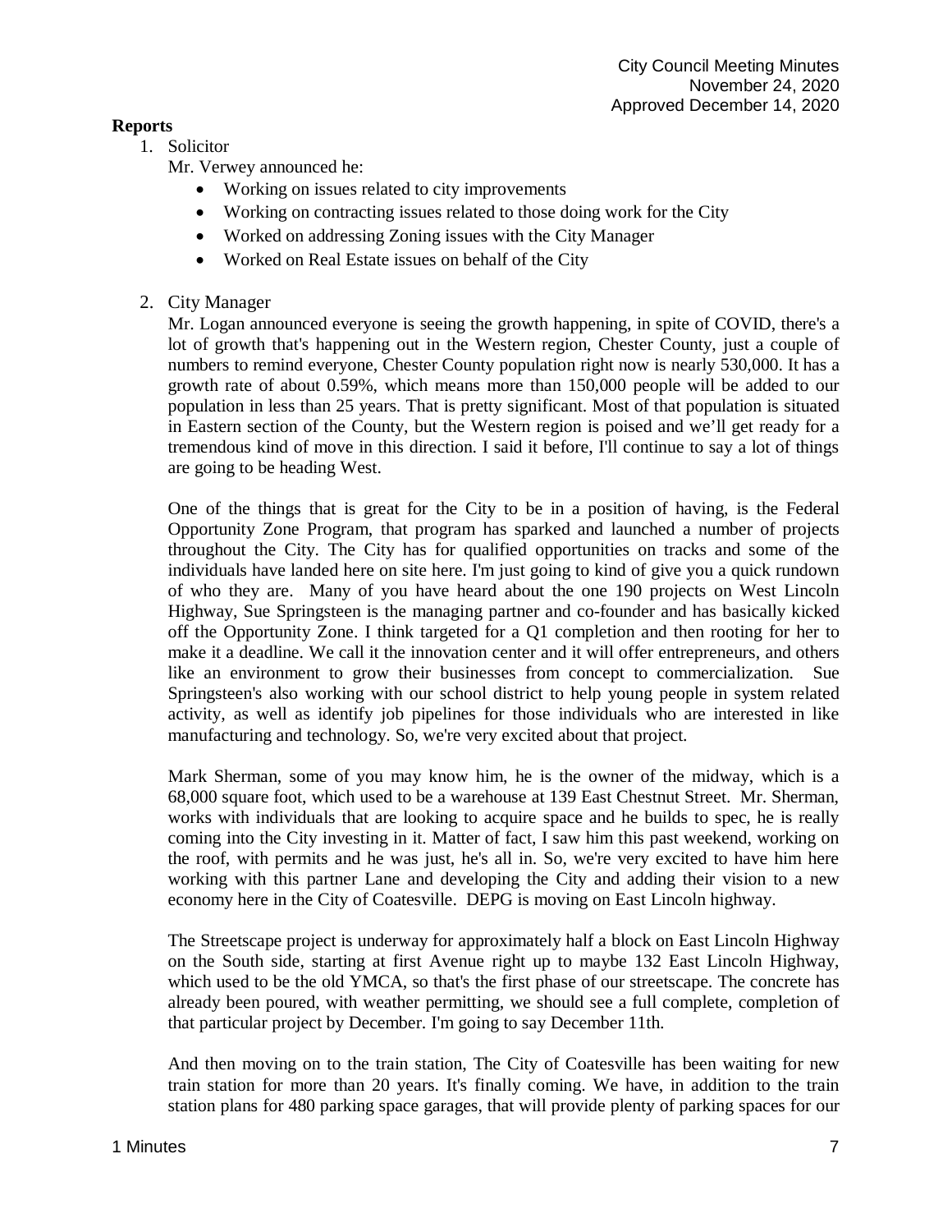**Reports**

1. Solicitor

   Mr. Verwey announced he:

   - Working on issues related to city improvements
   - Working on contracting issues related to those doing work for the City
   - Worked on addressing Zoning issues with the City Manager
   - Worked on Real Estate issues on behalf of the City

2. City Manager

   Mr. Logan announced everyone is seeing the growth happening, in spite of COVID, there's a lot of growth that's happening out in the Western region, Chester County, just a couple of numbers to remind everyone, Chester County population right now is nearly 530,000. It has a growth rate of about 0.59%, which means more than 150,000 people will be added to our population in less than 25 years. That is pretty significant. Most of that population is situated in Eastern section of the County, but the Western region is poised and we'll get ready for a tremendous kind of move in this direction. I said it before, I'll continue to say a lot of things are going to be heading West.

   One of the things that is great for the City to be in a position of having, is the Federal Opportunity Zone Program, that program has sparked and launched a number of projects throughout the City. The City has for qualified opportunities on tracks and some of the individuals have landed here on site here. I'm just going to kind of give you a quick rundown of who they are. Many of you have heard about the one 190 projects on West Lincoln Highway, Sue Springsteen is the managing partner and co-founder and has basically kicked off the Opportunity Zone. I think targeted for a Q1 completion and then rooting for her to make it a deadline. We call it the innovation center and it will offer entrepreneurs, and others like an environment to grow their businesses from concept to commercialization. Sue Springsteen's also working with our school district to help young people in system related activity, as well as identify job pipelines for those individuals who are interested in like manufacturing and technology. So, we're very excited about that project.

   Mark Sherman, some of you may know him, he is the owner of the midway, which is a 68,000 square foot, which used to be a warehouse at 139 East Chestnut Street. Mr. Sherman, works with individuals that are looking to acquire space and he builds to spec, he is really coming into the City investing in it. Matter of fact, I saw him this past weekend, working on the roof, with permits and he was just, he's all in. So, we're very excited to have him here working with this partner Lane and developing the City and adding their vision to a new economy here in the City of Coatesville. DEPG is moving on East Lincoln highway.

   The Streetscape project is underway for approximately half a block on East Lincoln Highway on the South side, starting at first Avenue right up to maybe 132 East Lincoln Highway, which used to be the old YMCA, so that's the first phase of our streetscape. The concrete has already been poured, with weather permitting, we should see a full complete, completion of that particular project by December. I'm going to say December 11th.

   And then moving on to the train station, The City of Coatesville has been waiting for new train station for more than 20 years. It's finally coming. We have, in addition to the train station plans for 480 parking space garages, that will provide plenty of parking spaces for our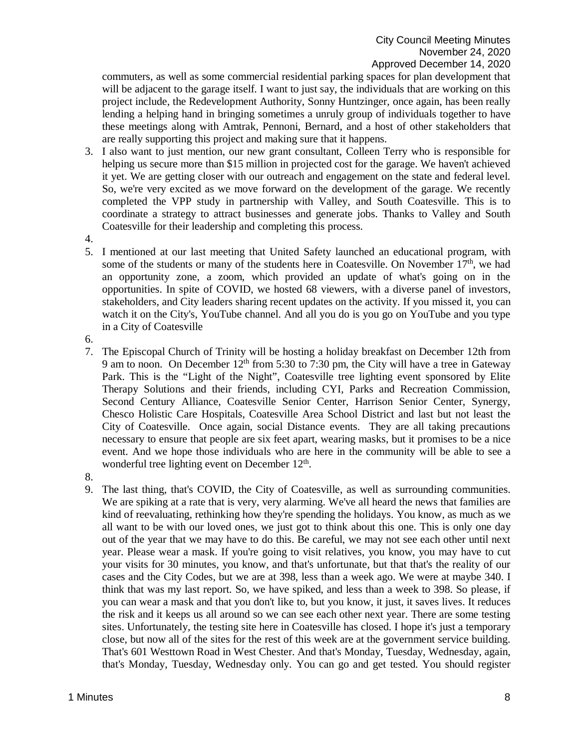commuters, as well as some commercial residential parking spaces for plan development that will be adjacent to the garage itself. I want to just say, the individuals that are working on this project include, the Redevelopment Authority, Sonny Huntzinger, once again, has been really lending a helping hand in bringing sometimes a unruly group of individuals together to have these meetings along with Amtrak, Pennoni, Bernard, and a host of other stakeholders that are really supporting this project and making sure that it happens.

3. I also want to just mention, our new grant consultant, Colleen Terry who is responsible for helping us secure more than $15 million in projected cost for the garage. We haven't achieved it yet. We are getting closer with our outreach and engagement on the state and federal level. So, we're very excited as we move forward on the development of the garage. We recently completed the VPP study in partnership with Valley, and South Coatesville. This is to coordinate a strategy to attract businesses and generate jobs. Thanks to Valley and South Coatesville for their leadership and completing this process.
4. 
5. I mentioned at our last meeting that United Safety launched an educational program, with some of the students or many of the students here in Coatesville. On November 17th, we had an opportunity zone, a zoom, which provided an update of what's going on in the opportunities. In spite of COVID, we hosted 68 viewers, with a diverse panel of investors, stakeholders, and City leaders sharing recent updates on the activity. If you missed it, you can watch it on the City's, YouTube channel. And all you do is you go on YouTube and you type in a City of Coatesville
6. 
7. The Episcopal Church of Trinity will be hosting a holiday breakfast on December 12th from 9 am to noon. On December 12th from 5:30 to 7:30 pm, the City will have a tree in Gateway Park. This is the "Light of the Night", Coatesville tree lighting event sponsored by Elite Therapy Solutions and their friends, including CYI, Parks and Recreation Commission, Second Century Alliance, Coatesville Senior Center, Harrison Senior Center, Synergy, Chesco Holistic Care Hospitals, Coatesville Area School District and last but not least the City of Coatesville. Once again, social Distance events. They are all taking precautions necessary to ensure that people are six feet apart, wearing masks, but it promises to be a nice event. And we hope those individuals who are here in the community will be able to see a wonderful tree lighting event on December 12th.
8. 
9. The last thing, that's COVID, the City of Coatesville, as well as surrounding communities. We are spiking at a rate that is very, very alarming. We've all heard the news that families are kind of reevaluating, rethinking how they're spending the holidays. You know, as much as we all want to be with our loved ones, we just got to think about this one. This is only one day out of the year that we may have to do this. Be careful, we may not see each other until next year. Please wear a mask. If you're going to visit relatives, you know, you may have to cut your visits for 30 minutes, you know, and that's unfortunate, but that that's the reality of our cases and the City Codes, but we are at 398, less than a week ago. We were at maybe 340. I think that was my last report. So, we have spiked, and less than a week to 398. So please, if you can wear a mask and that you don't like to, but you know, it just, it saves lives. It reduces the risk and it keeps us all around so we can see each other next year. There are some testing sites. Unfortunately, the testing site here in Coatesville has closed. I hope it's just a temporary close, but now all of the sites for the rest of this week are at the government service building. That's 601 Westtown Road in West Chester. And that's Monday, Tuesday, Wednesday, again, that's Monday, Tuesday, Wednesday only. You can go and get tested. You should register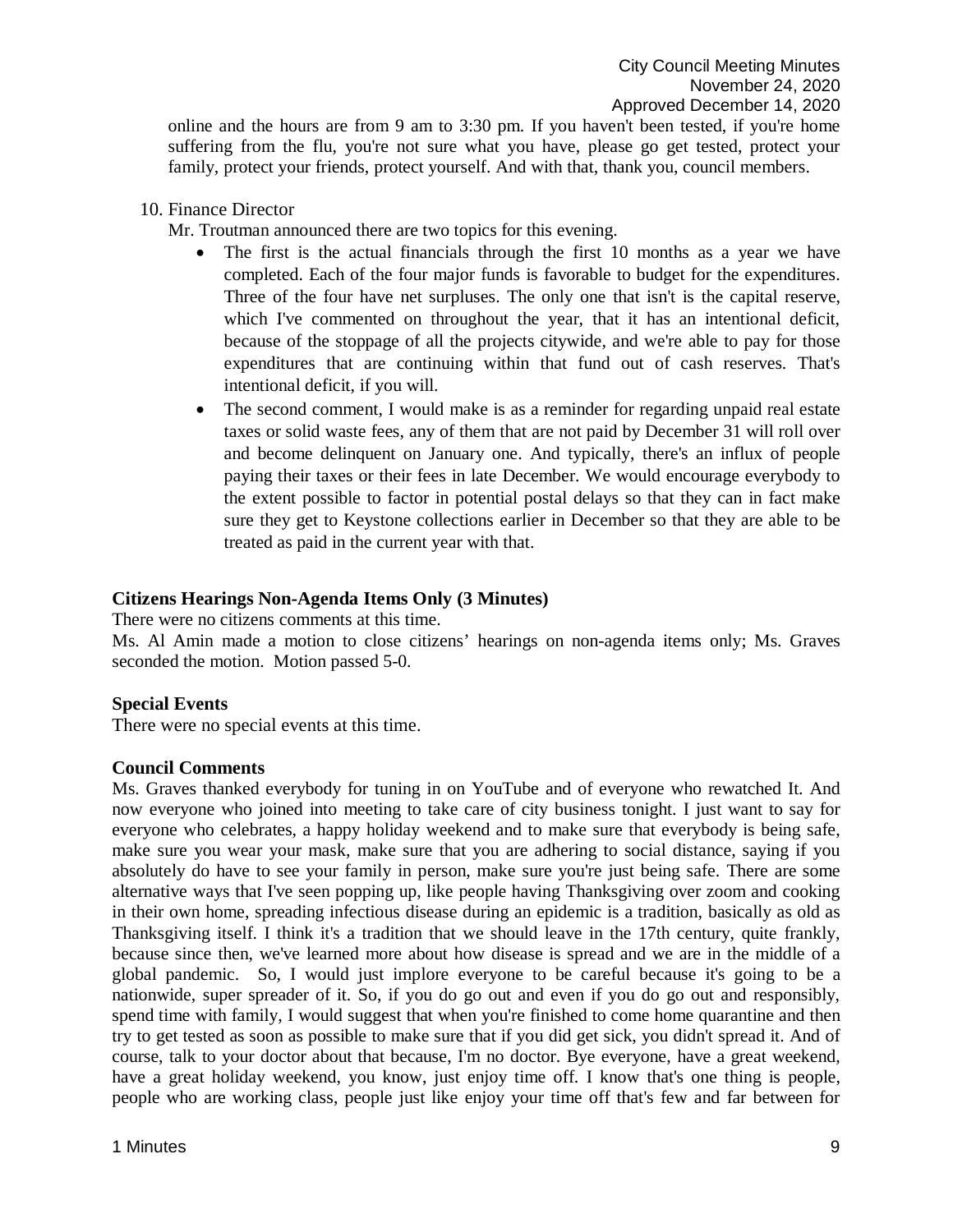online and the hours are from 9 am to 3:30 pm. If you haven't been tested, if you're home suffering from the flu, you're not sure what you have, please go get tested, protect your family, protect your friends, protect yourself. And with that, thank you, council members.

10. Finance Director

Mr. Troutman announced there are two topics for this evening.

- The first is the actual financials through the first 10 months as a year we have completed. Each of the four major funds is favorable to budget for the expenditures. Three of the four have net surpluses. The only one that isn't is the capital reserve, which I've commented on throughout the year, that it has an intentional deficit, because of the stoppage of all the projects citywide, and we're able to pay for those expenditures that are continuing within that fund out of cash reserves. That's intentional deficit, if you will.
- The second comment, I would make is as a reminder for regarding unpaid real estate taxes or solid waste fees, any of them that are not paid by December 31 will roll over and become delinquent on January one. And typically, there's an influx of people paying their taxes or their fees in late December. We would encourage everybody to the extent possible to factor in potential postal delays so that they can in fact make sure they get to Keystone collections earlier in December so that they are able to be treated as paid in the current year with that.

**Citizens Hearings Non-Agenda Items Only (3 Minutes)**

There were no citizens comments at this time.

Ms. Al Amin made a motion to close citizens' hearings on non-agenda items only; Ms. Graves seconded the motion. Motion passed 5-0.

**Special Events**

There were no special events at this time.

**Council Comments**

Ms. Graves thanked everybody for tuning in on YouTube and of everyone who rewatched It. And now everyone who joined into meeting to take care of city business tonight. I just want to say for everyone who celebrates, a happy holiday weekend and to make sure that everybody is being safe, make sure you wear your mask, make sure that you are adhering to social distance, saying if you absolutely do have to see your family in person, make sure you're just being safe. There are some alternative ways that I've seen popping up, like people having Thanksgiving over zoom and cooking in their own home, spreading infectious disease during an epidemic is a tradition, basically as old as Thanksgiving itself. I think it's a tradition that we should leave in the 17th century, quite frankly, because since then, we've learned more about how disease is spread and we are in the middle of a global pandemic. So, I would just implore everyone to be careful because it's going to be a nationwide, super spreader of it. So, if you do go out and even if you do go out and responsibly, spend time with family, I would suggest that when you're finished to come home quarantine and then try to get tested as soon as possible to make sure that if you did get sick, you didn't spread it. And of course, talk to your doctor about that because, I'm no doctor. Bye everyone, have a great weekend, have a great holiday weekend, you know, just enjoy time off. I know that's one thing is people, people who are working class, people just like enjoy your time off that's few and far between for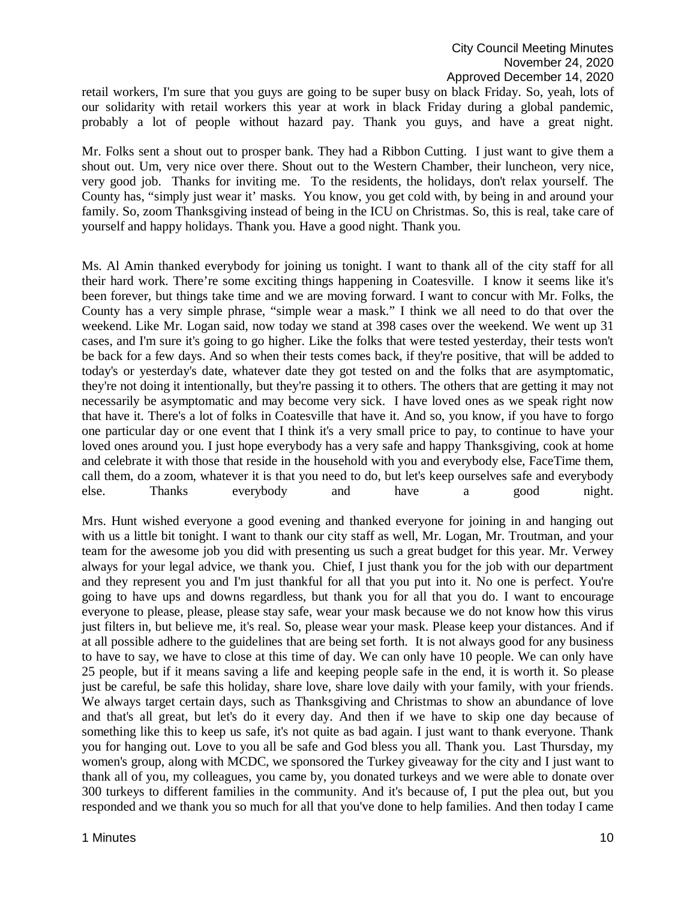retail workers, I'm sure that you guys are going to be super busy on black Friday. So, yeah, lots of our solidarity with retail workers this year at work in black Friday during a global pandemic, probably a lot of people without hazard pay. Thank you guys, and have a great night.

Mr. Folks sent a shout out to prosper bank. They had a Ribbon Cutting. I just want to give them a shout out. Um, very nice over there. Shout out to the Western Chamber, their luncheon, very nice, very good job. Thanks for inviting me. To the residents, the holidays, don't relax yourself. The County has, "simply just wear it' masks. You know, you get cold with, by being in and around your family. So, zoom Thanksgiving instead of being in the ICU on Christmas. So, this is real, take care of yourself and happy holidays. Thank you. Have a good night. Thank you.

Ms. Al Amin thanked everybody for joining us tonight. I want to thank all of the city staff for all their hard work. There're some exciting things happening in Coatesville. I know it seems like it's been forever, but things take time and we are moving forward. I want to concur with Mr. Folks, the County has a very simple phrase, "simple wear a mask." I think we all need to do that over the weekend. Like Mr. Logan said, now today we stand at 398 cases over the weekend. We went up 31 cases, and I'm sure it's going to go higher. Like the folks that were tested yesterday, their tests won't be back for a few days. And so when their tests comes back, if they're positive, that will be added to today's or yesterday's date, whatever date they got tested on and the folks that are asymptomatic, they're not doing it intentionally, but they're passing it to others. The others that are getting it may not necessarily be asymptomatic and may become very sick. I have loved ones as we speak right now that have it. There's a lot of folks in Coatesville that have it. And so, you know, if you have to forgo one particular day or one event that I think it's a very small price to pay, to continue to have your loved ones around you. I just hope everybody has a very safe and happy Thanksgiving, cook at home and celebrate it with those that reside in the household with you and everybody else, FaceTime them, call them, do a zoom, whatever it is that you need to do, but let's keep ourselves safe and everybody else. Thanks everybody and have a good night.

Mrs. Hunt wished everyone a good evening and thanked everyone for joining in and hanging out with us a little bit tonight. I want to thank our city staff as well, Mr. Logan, Mr. Troutman, and your team for the awesome job you did with presenting us such a great budget for this year. Mr. Verwey always for your legal advice, we thank you. Chief, I just thank you for the job with our department and they represent you and I'm just thankful for all that you put into it. No one is perfect. You're going to have ups and downs regardless, but thank you for all that you do. I want to encourage everyone to please, please, please stay safe, wear your mask because we do not know how this virus just filters in, but believe me, it's real. So, please wear your mask. Please keep your distances. And if at all possible adhere to the guidelines that are being set forth. It is not always good for any business to have to say, we have to close at this time of day. We can only have 10 people. We can only have 25 people, but if it means saving a life and keeping people safe in the end, it is worth it. So please just be careful, be safe this holiday, share love, share love daily with your family, with your friends. We always target certain days, such as Thanksgiving and Christmas to show an abundance of love and that's all great, but let's do it every day. And then if we have to skip one day because of something like this to keep us safe, it's not quite as bad again. I just want to thank everyone. Thank you for hanging out. Love to you all be safe and God bless you all. Thank you. Last Thursday, my women's group, along with MCDC, we sponsored the Turkey giveaway for the city and I just want to thank all of you, my colleagues, you came by, you donated turkeys and we were able to donate over 300 turkeys to different families in the community. And it's because of, I put the plea out, but you responded and we thank you so much for all that you've done to help families. And then today I came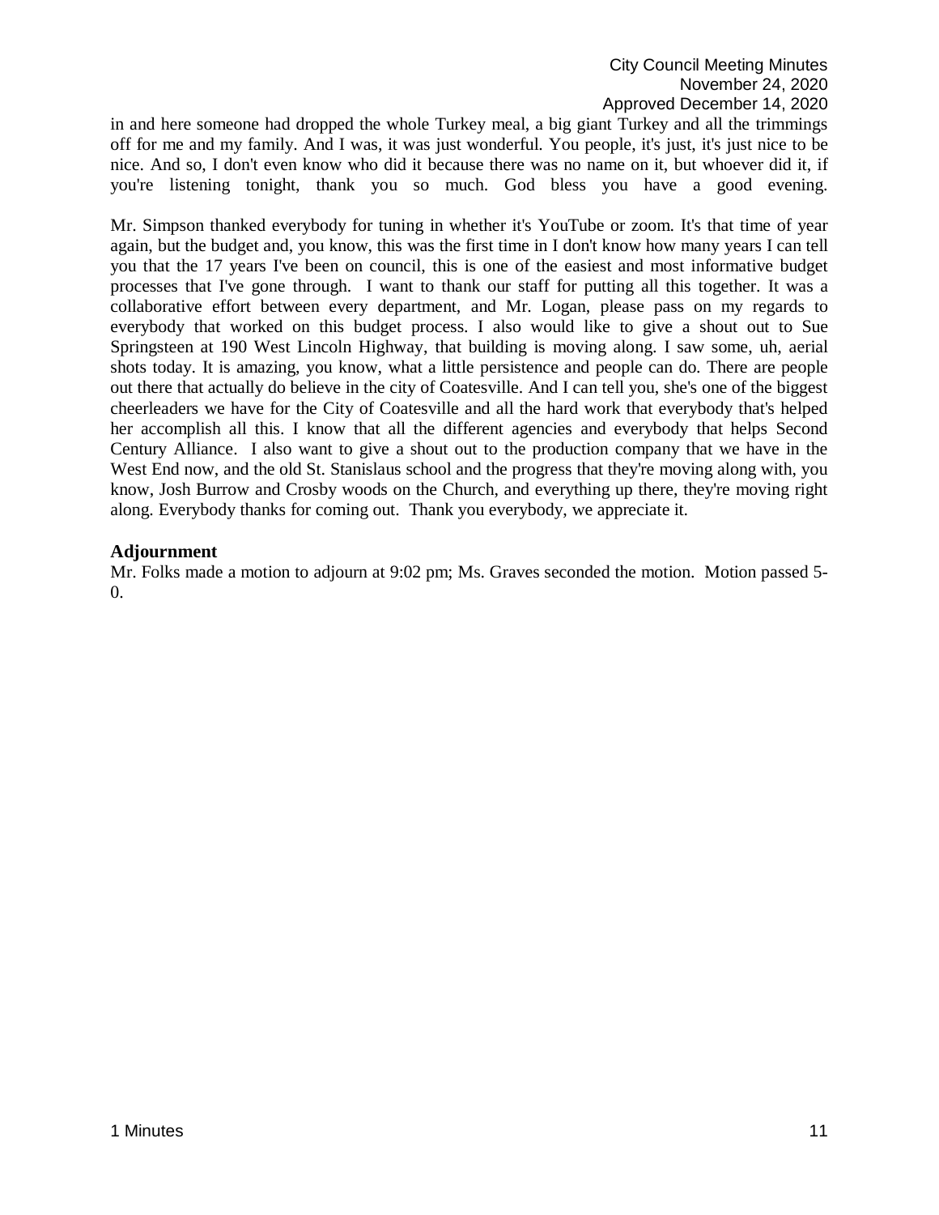in and here someone had dropped the whole Turkey meal, a big giant Turkey and all the trimmings off for me and my family. And I was, it was just wonderful. You people, it's just, it's just nice to be nice. And so, I don't even know who did it because there was no name on it, but whoever did it, if you're listening tonight, thank you so much. God bless you have a good evening.

Mr. Simpson thanked everybody for tuning in whether it's YouTube or zoom. It's that time of year again, but the budget and, you know, this was the first time in I don't know how many years I can tell you that the 17 years I've been on council, this is one of the easiest and most informative budget processes that I've gone through. I want to thank our staff for putting all this together. It was a collaborative effort between every department, and Mr. Logan, please pass on my regards to everybody that worked on this budget process. I also would like to give a shout out to Sue Springsteen at 190 West Lincoln Highway, that building is moving along. I saw some, uh, aerial shots today. It is amazing, you know, what a little persistence and people can do. There are people out there that actually do believe in the city of Coatesville. And I can tell you, she's one of the biggest cheerleaders we have for the City of Coatesville and all the hard work that everybody that's helped her accomplish all this. I know that all the different agencies and everybody that helps Second Century Alliance. I also want to give a shout out to the production company that we have in the West End now, and the old St. Stanislaus school and the progress that they're moving along with, you know, Josh Burrow and Crosby woods on the Church, and everything up there, they're moving right along. Everybody thanks for coming out. Thank you everybody, we appreciate it.

## Adjournment

Mr. Folks made a motion to adjourn at 9:02 pm; Ms. Graves seconded the motion. Motion passed 5-0.